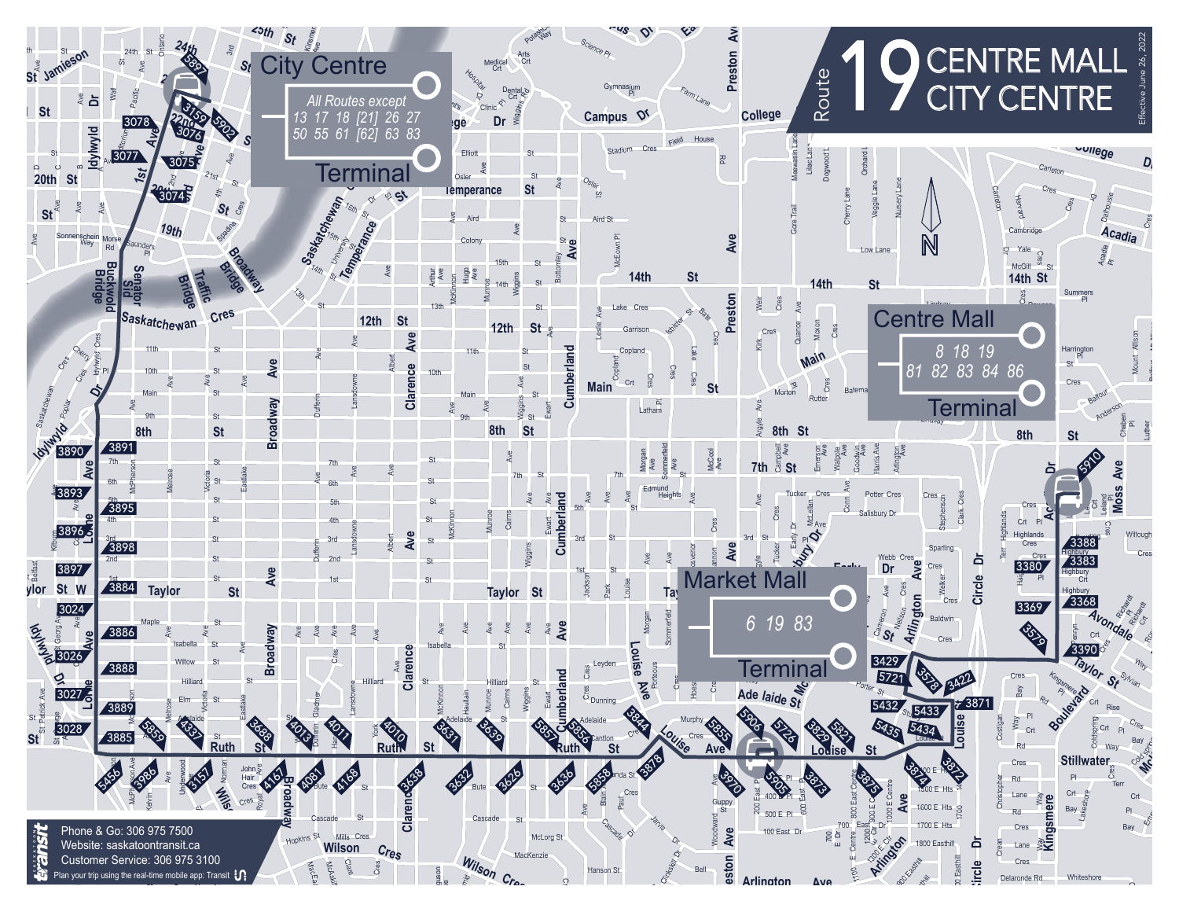# Route 19 CENTRE MALL / CITY CENTRE

Effective June 26, 2022

## City Centre Terminal

*All Routes except*
13 17 18 [21] 26 27
50 55 61 [62] 63 83

## Centre Mall Terminal

8 18 19
81 82 83 84 86

## Market Mall Terminal

6 19 83

---

Phone & Go: 306 975 7500
Website: saskatoontransit.ca
Customer Service: 306 975 3100
Plan your trip using the real-time mobile app: Transit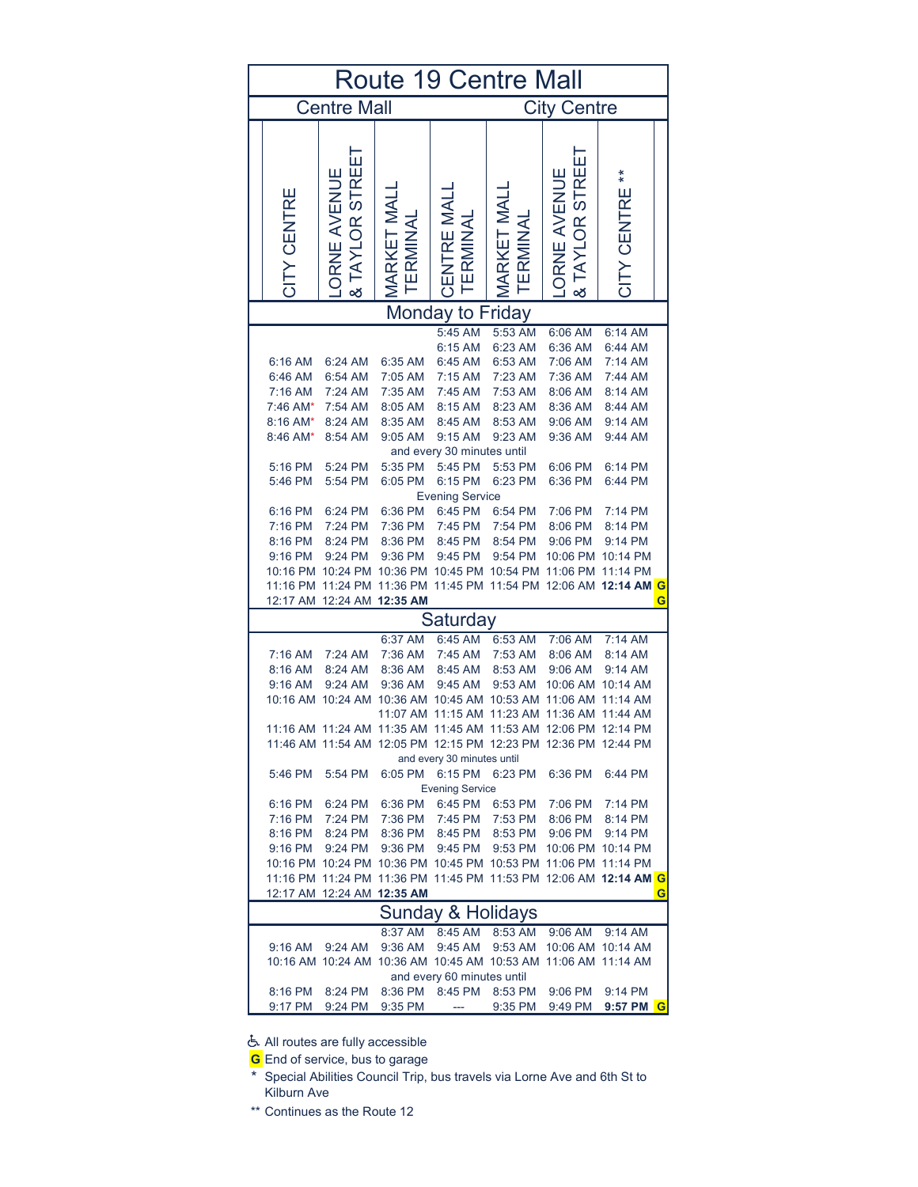# Route 19 Centre Mall

| Centre Mall | | | | City Centre | | | |
|---|---|---|---|---|---|---|---|
| CITY CENTRE | LORNE AVENUE & TAYLOR STREET | MARKET MALL TERMINAL | CENTRE MALL TERMINAL | MARKET MALL TERMINAL | LORNE AVENUE & TAYLOR STREET | CITY CENTRE ** | |
| **Monday to Friday** | | | | | | | |
| | | | 5:45 AM | 5:53 AM | 6:06 AM | 6:14 AM | |
| | | | 6:15 AM | 6:23 AM | 6:36 AM | 6:44 AM | |
| 6:16 AM | 6:24 AM | 6:35 AM | 6:45 AM | 6:53 AM | 7:06 AM | 7:14 AM | |
| 6:46 AM | 6:54 AM | 7:05 AM | 7:15 AM | 7:23 AM | 7:36 AM | 7:44 AM | |
| 7:16 AM | 7:24 AM | 7:35 AM | 7:45 AM | 7:53 AM | 8:06 AM | 8:14 AM | |
| 7:46 AM* | 7:54 AM | 8:05 AM | 8:15 AM | 8:23 AM | 8:36 AM | 8:44 AM | |
| 8:16 AM* | 8:24 AM | 8:35 AM | 8:45 AM | 8:53 AM | 9:06 AM | 9:14 AM | |
| 8:46 AM* | 8:54 AM | 9:05 AM | 9:15 AM | 9:23 AM | 9:36 AM | 9:44 AM | |
| and every 30 minutes until | | | | | | | |
| 5:16 PM | 5:24 PM | 5:35 PM | 5:45 PM | 5:53 PM | 6:06 PM | 6:14 PM | |
| 5:46 PM | 5:54 PM | 6:05 PM | 6:15 PM | 6:23 PM | 6:36 PM | 6:44 PM | |
| Evening Service | | | | | | | |
| 6:16 PM | 6:24 PM | 6:36 PM | 6:45 PM | 6:54 PM | 7:06 PM | 7:14 PM | |
| 7:16 PM | 7:24 PM | 7:36 PM | 7:45 PM | 7:54 PM | 8:06 PM | 8:14 PM | |
| 8:16 PM | 8:24 PM | 8:36 PM | 8:45 PM | 8:54 PM | 9:06 PM | 9:14 PM | |
| 9:16 PM | 9:24 PM | 9:36 PM | 9:45 PM | 9:54 PM | 10:06 PM | 10:14 PM | |
| 10:16 PM | 10:24 PM | 10:36 PM | 10:45 PM | 10:54 PM | 11:06 PM | 11:14 PM | |
| 11:16 PM | 11:24 PM | 11:36 PM | 11:45 PM | 11:54 PM | 12:06 AM | **12:14 AM** | G |
| 12:17 AM | 12:24 AM | **12:35 AM** | | | | | G |
| **Saturday** | | | | | | | |
| | | 6:37 AM | 6:45 AM | 6:53 AM | 7:06 AM | 7:14 AM | |
| 7:16 AM | 7:24 AM | 7:36 AM | 7:45 AM | 7:53 AM | 8:06 AM | 8:14 AM | |
| 8:16 AM | 8:24 AM | 8:36 AM | 8:45 AM | 8:53 AM | 9:06 AM | 9:14 AM | |
| 9:16 AM | 9:24 AM | 9:36 AM | 9:45 AM | 9:53 AM | 10:06 AM | 10:14 AM | |
| 10:16 AM | 10:24 AM | 10:36 AM | 10:45 AM | 10:53 AM | 11:06 AM | 11:14 AM | |
| | | 11:07 AM | 11:15 AM | 11:23 AM | 11:36 AM | 11:44 AM | |
| 11:16 AM | 11:24 AM | 11:35 AM | 11:45 AM | 11:53 AM | 12:06 PM | 12:14 PM | |
| 11:46 AM | 11:54 AM | 12:05 PM | 12:15 PM | 12:23 PM | 12:36 PM | 12:44 PM | |
| and every 30 minutes until | | | | | | | |
| 5:46 PM | 5:54 PM | 6:05 PM | 6:15 PM | 6:23 PM | 6:36 PM | 6:44 PM | |
| Evening Service | | | | | | | |
| 6:16 PM | 6:24 PM | 6:36 PM | 6:45 PM | 6:53 PM | 7:06 PM | 7:14 PM | |
| 7:16 PM | 7:24 PM | 7:36 PM | 7:45 PM | 7:53 PM | 8:06 PM | 8:14 PM | |
| 8:16 PM | 8:24 PM | 8:36 PM | 8:45 PM | 8:53 PM | 9:06 PM | 9:14 PM | |
| 9:16 PM | 9:24 PM | 9:36 PM | 9:45 PM | 9:53 PM | 10:06 PM | 10:14 PM | |
| 10:16 PM | 10:24 PM | 10:36 PM | 10:45 PM | 10:53 PM | 11:06 PM | 11:14 PM | |
| 11:16 PM | 11:24 PM | 11:36 PM | 11:45 PM | 11:53 PM | 12:06 AM | **12:14 AM** | G |
| 12:17 AM | 12:24 AM | **12:35 AM** | | | | | G |
| **Sunday & Holidays** | | | | | | | |
| | | 8:37 AM | 8:45 AM | 8:53 AM | 9:06 AM | 9:14 AM | |
| 9:16 AM | 9:24 AM | 9:36 AM | 9:45 AM | 9:53 AM | 10:06 AM | 10:14 AM | |
| 10:16 AM | 10:24 AM | 10:36 AM | 10:45 AM | 10:53 AM | 11:06 AM | 11:14 AM | |
| and every 60 minutes until | | | | | | | |
| 8:16 PM | 8:24 PM | 8:36 PM | 8:45 PM | 8:53 PM | 9:06 PM | 9:14 PM | |
| 9:17 PM | 9:24 PM | 9:35 PM | --- | 9:35 PM | 9:49 PM | **9:57 PM** | G |

♿ All routes are fully accessible

**G** End of service, bus to garage

\* Special Abilities Council Trip, bus travels via Lorne Ave and 6th St to Kilburn Ave

** Continues as the Route 12